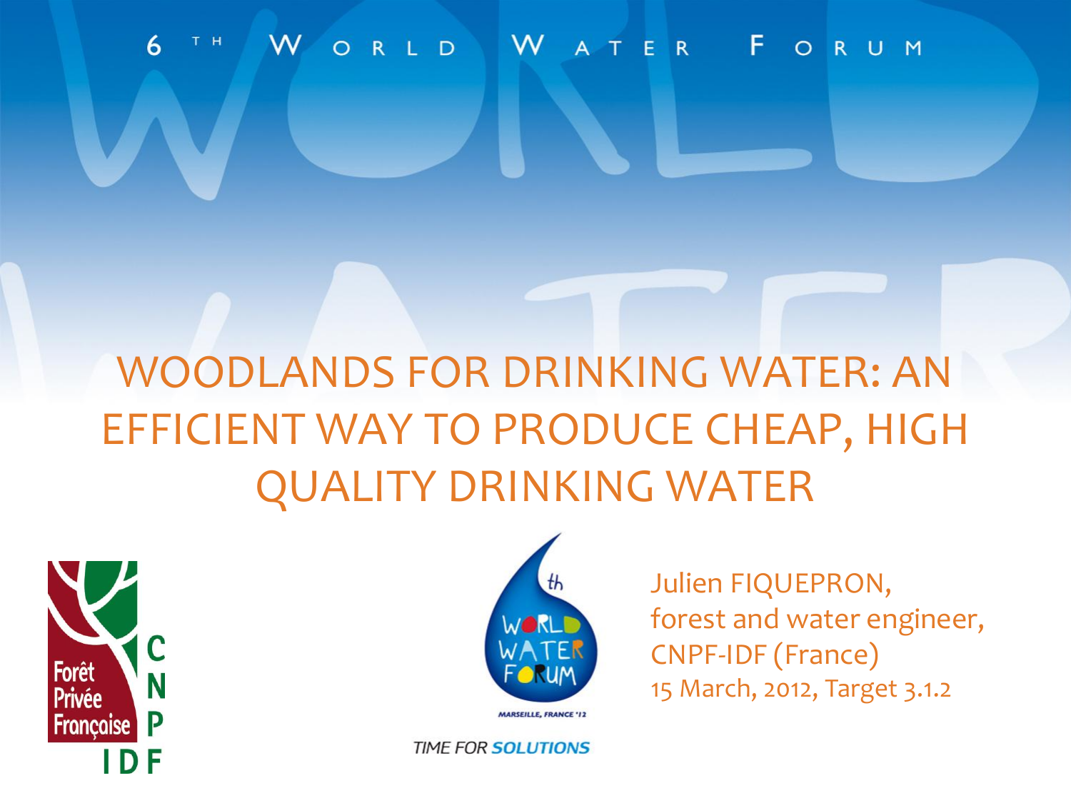6TH WORLD WATER FORUM

# WOODLANDS FOR DRINKING WATER: AN EFFICIENT WAY TO PRODUCE CHEAP, HIGH QUALITY DRINKING WATER

Forêt Privée Française CNPF IDF

6th WORLD WATER FORUM
MARSEILLE, FRANCE '12

TIME FOR SOLUTIONS

Julien FIQUEPRON,
forest and water engineer,
CNPF-IDF (France)
15 March, 2012, Target 3.1.2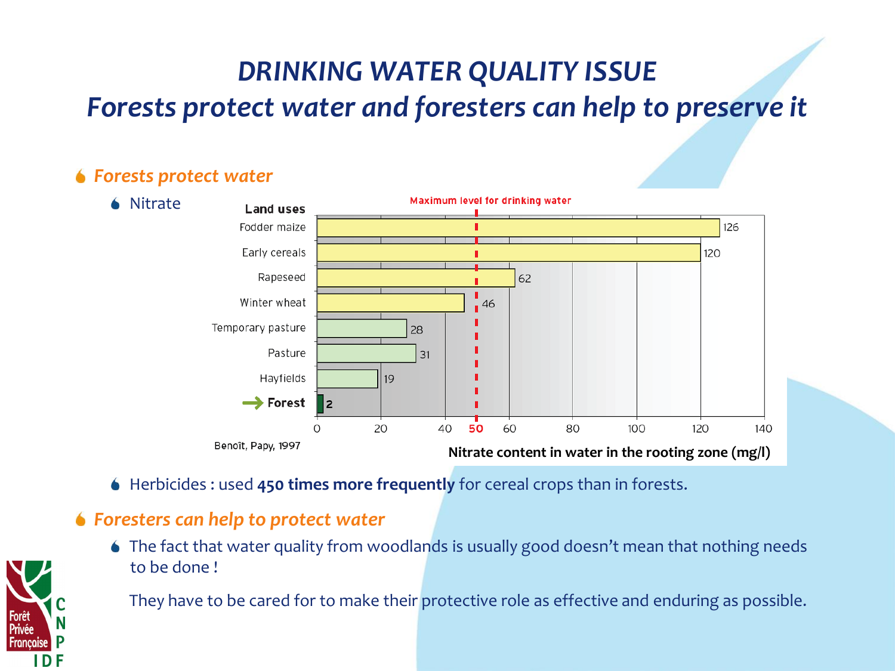# DRINKING WATER QUALITY ISSUE

## Forests protect water and foresters can help to preserve it

### Forests protect water

- Nitrate

| Land uses | Nitrate content in water in the rooting zone (mg/l) |
|---|---|
| Fodder maize | 126 |
| Early cereals | 120 |
| Rapeseed | 62 |
| Winter wheat | 46 |
| Temporary pasture | 28 |
| Pasture | 31 |
| Hayfields | 19 |
| **Forest** | **2** |

Maximum level for drinking water: 50

Benoît, Papy, 1997

- Herbicides : used **450 times more frequently** for cereal crops than in forests.

### Foresters can help to protect water

- The fact that water quality from woodlands is usually good doesn't mean that nothing needs to be done !

  They have to be cared for to make their protective role as effective and enduring as possible.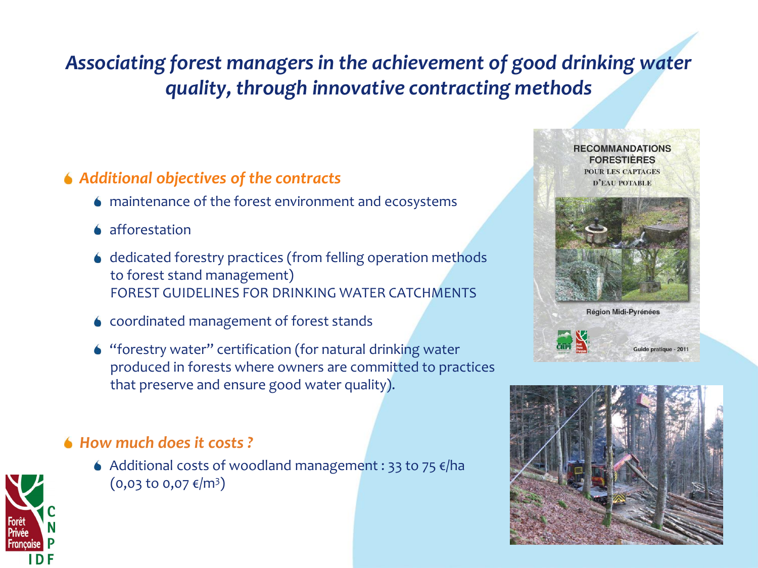# *Associating forest managers in the achievement of good drinking water quality, through innovative contracting methods*

- ***Additional objectives of the contracts***
  - maintenance of the forest environment and ecosystems
  - afforestation
  - dedicated forestry practices (from felling operation methods to forest stand management)
    FOREST GUIDELINES FOR DRINKING WATER CATCHMENTS
  - coordinated management of forest stands
  - "forestry water" certification (for natural drinking water produced in forests where owners are committed to practices that preserve and ensure good water quality).

- ***How much does it costs ?***
  - Additional costs of woodland management : 33 to 75 €/ha (0,03 to 0,07 €/m³)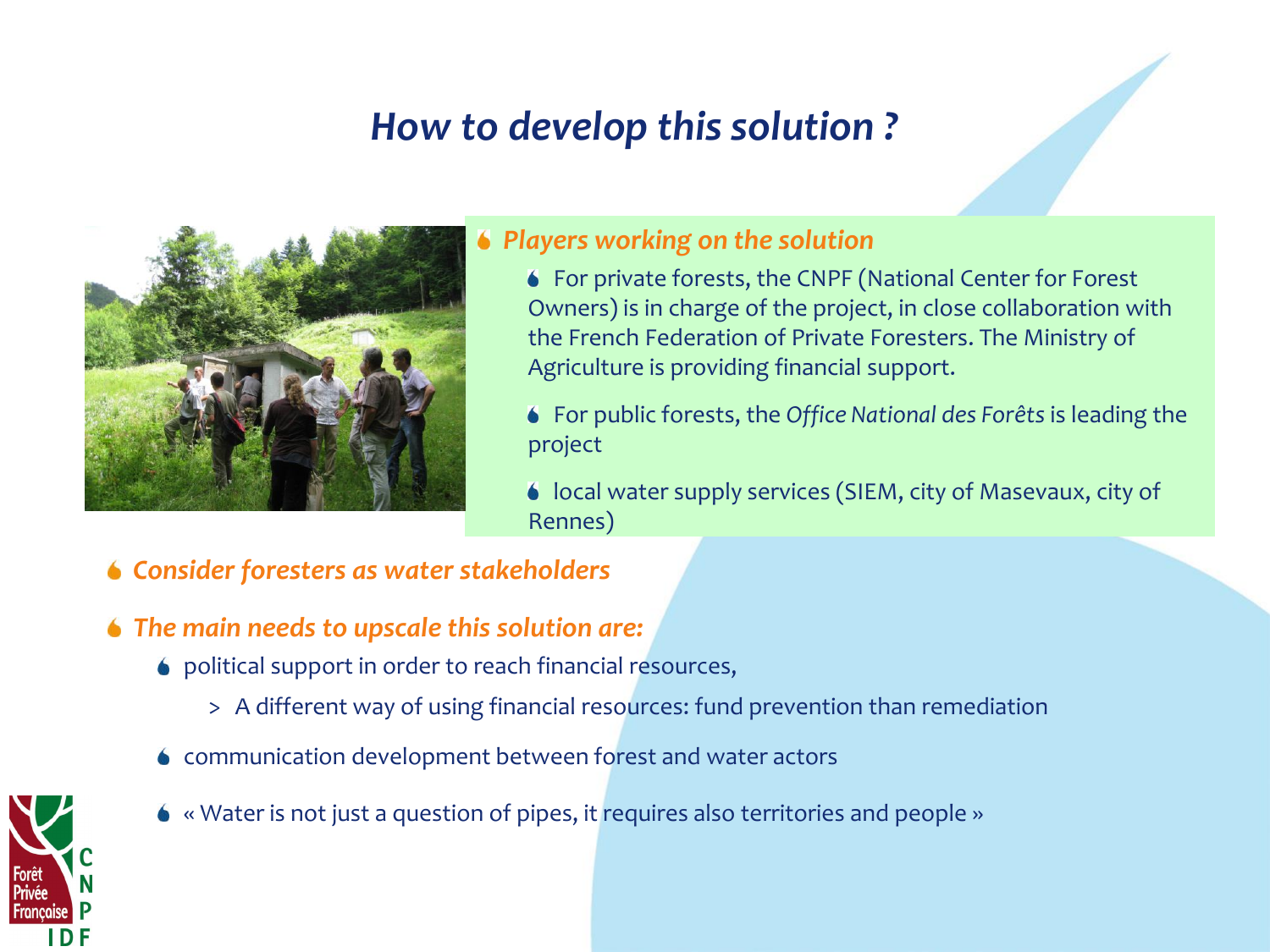# *How to develop this solution ?*

- ***Players working on the solution***
  - For private forests, the CNPF (National Center for Forest Owners) is in charge of the project, in close collaboration with the French Federation of Private Foresters. The Ministry of Agriculture is providing financial support.
  - For public forests, the *Office National des Forêts* is leading the project
  - local water supply services (SIEM, city of Masevaux, city of Rennes)

- ***Consider foresters as water stakeholders***

- ***The main needs to upscale this solution are:***
  - political support in order to reach financial resources,
    - > A different way of using financial resources: fund prevention than remediation
  - communication development between forest and water actors
  - « Water is not just a question of pipes, it requires also territories and people »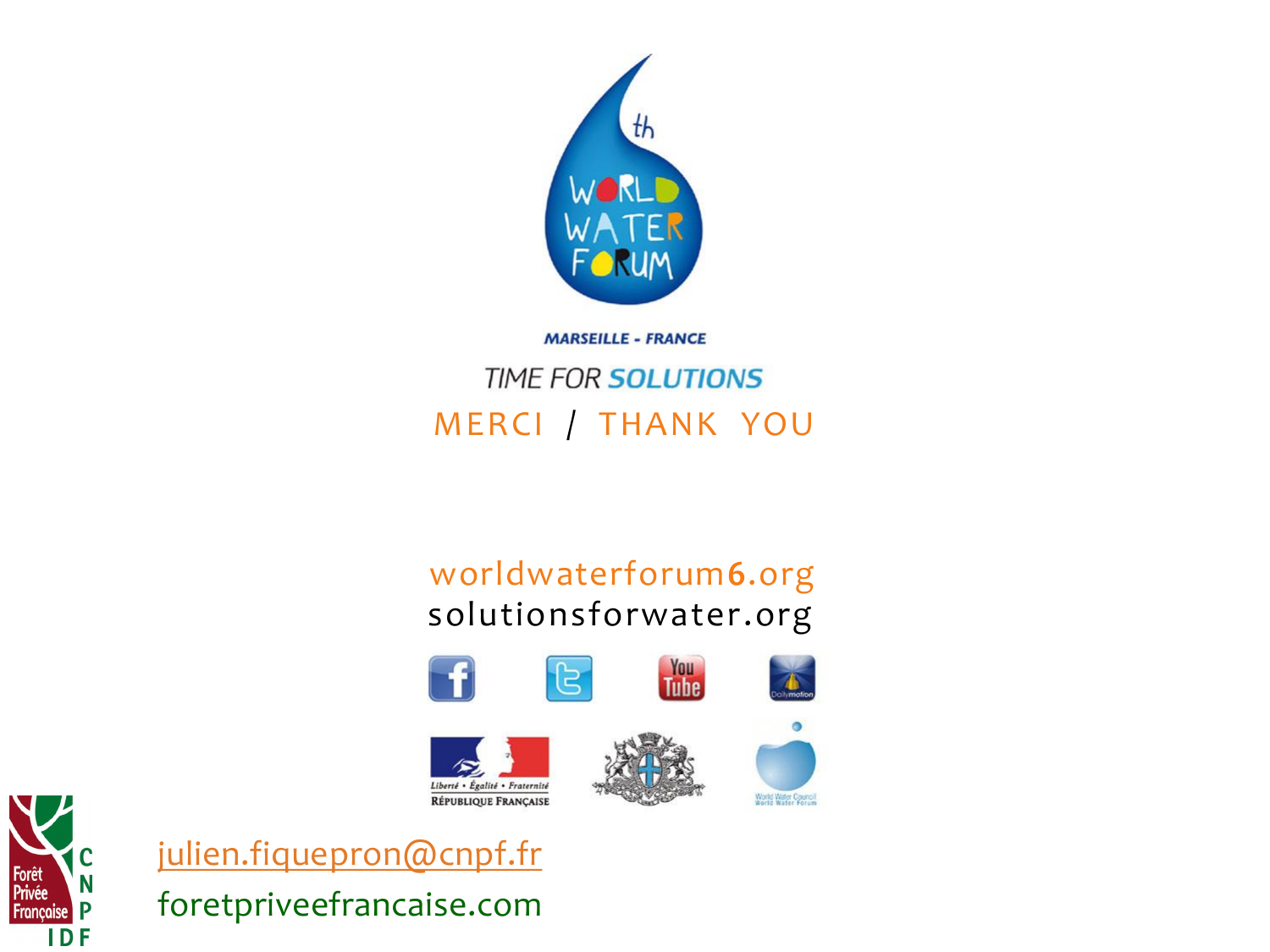MARSEILLE - FRANCE

TIME FOR SOLUTIONS

MERCI / THANK YOU

worldwaterforum6.org

solutionsforwater.org

julien.fiquepron@cnpf.fr

foretpriveefrancaise.com